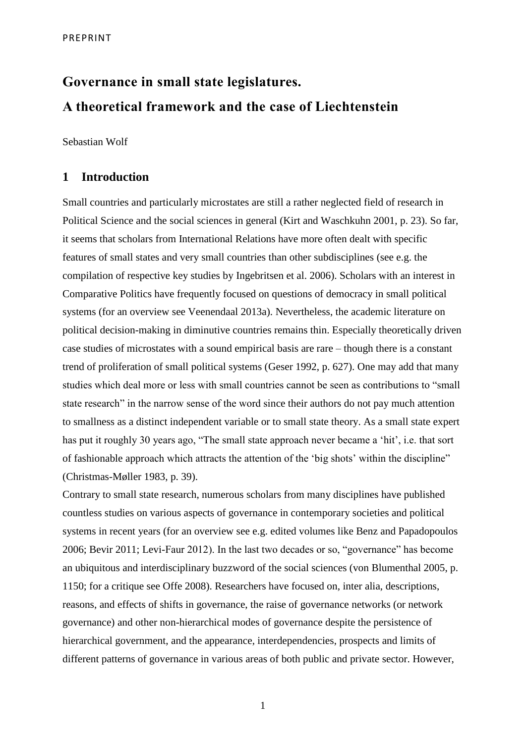# Governance in small state legislatures.

# A theoretical framework and the case of Liechtenstein

Sebastian Wolf

## 1 Introduction

Small countries and particularly microstates are still a rather neglected field of research in Political Science and the social sciences in general (Kirt and Waschkuhn 2001, p. 23). So far, it seems that scholars from International Relations have more often dealt with specific features of small states and very small countries than other subdisciplines (see e.g. the compilation of respective key studies by Ingebritsen et al. 2006). Scholars with an interest in Comparative Politics have frequently focused on questions of democracy in small political systems (for an overview see Veenendaal 2013a). Nevertheless, the academic literature on political decision-making in diminutive countries remains thin. Especially theoretically driven case studies of microstates with a sound empirical basis are rare – though there is a constant trend of proliferation of small political systems (Geser 1992, p. 627). One may add that many studies which deal more or less with small countries cannot be seen as contributions to "small state research" in the narrow sense of the word since their authors do not pay much attention to smallness as a distinct independent variable or to small state theory. As a small state expert has put it roughly 30 years ago, "The small state approach never became a 'hit', i.e. that sort of fashionable approach which attracts the attention of the 'big shots' within the discipline" (Christmas-Møller 1983, p. 39).

Contrary to small state research, numerous scholars from many disciplines have published countless studies on various aspects of governance in contemporary societies and political systems in recent years (for an overview see e.g. edited volumes like Benz and Papadopoulos 2006; Bevir 2011; Levi-Faur 2012). In the last two decades or so, "governance" has become an ubiquitous and interdisciplinary buzzword of the social sciences (von Blumenthal 2005, p. 1150; for a critique see Offe 2008). Researchers have focused on, inter alia, descriptions, reasons, and effects of shifts in governance, the raise of governance networks (or network governance) and other non-hierarchical modes of governance despite the persistence of hierarchical government, and the appearance, interdependencies, prospects and limits of different patterns of governance in various areas of both public and private sector. However,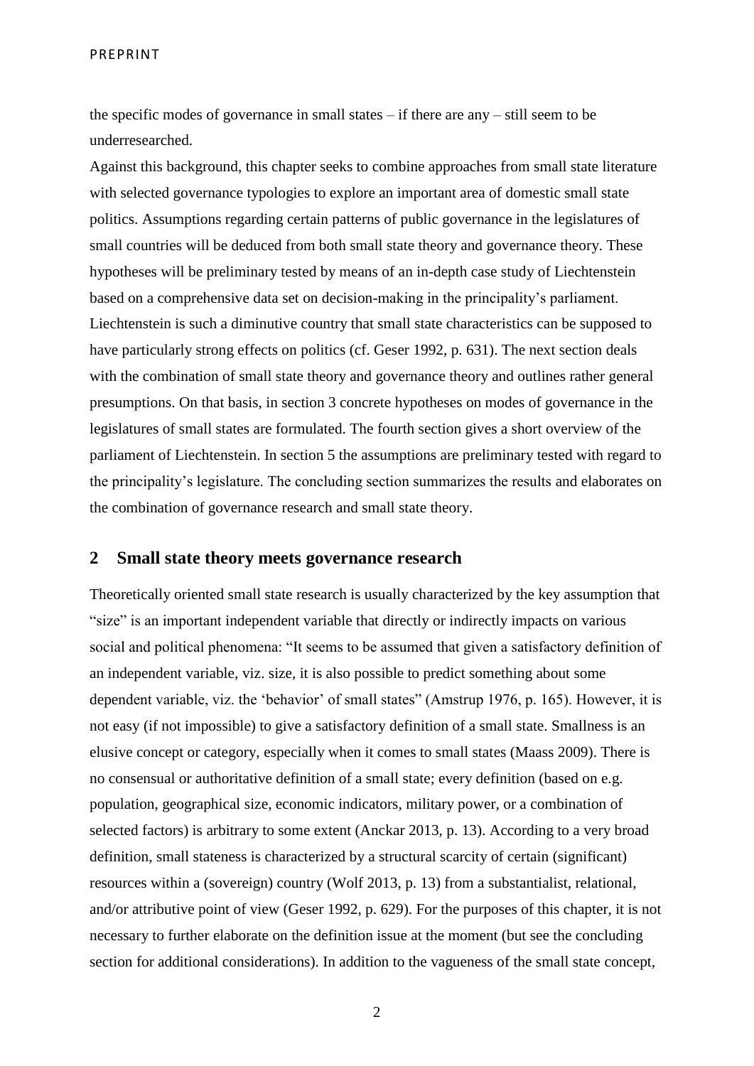the specific modes of governance in small states – if there are any – still seem to be underresearched.

Against this background, this chapter seeks to combine approaches from small state literature with selected governance typologies to explore an important area of domestic small state politics. Assumptions regarding certain patterns of public governance in the legislatures of small countries will be deduced from both small state theory and governance theory. These hypotheses will be preliminary tested by means of an in-depth case study of Liechtenstein based on a comprehensive data set on decision-making in the principality's parliament. Liechtenstein is such a diminutive country that small state characteristics can be supposed to have particularly strong effects on politics (cf. Geser 1992, p. 631). The next section deals with the combination of small state theory and governance theory and outlines rather general presumptions. On that basis, in section 3 concrete hypotheses on modes of governance in the legislatures of small states are formulated. The fourth section gives a short overview of the parliament of Liechtenstein. In section 5 the assumptions are preliminary tested with regard to the principality's legislature. The concluding section summarizes the results and elaborates on the combination of governance research and small state theory.

## 2 Small state theory meets governance research

Theoretically oriented small state research is usually characterized by the key assumption that "size" is an important independent variable that directly or indirectly impacts on various social and political phenomena: "It seems to be assumed that given a satisfactory definition of an independent variable, viz. size, it is also possible to predict something about some dependent variable, viz. the 'behavior' of small states" (Amstrup 1976, p. 165). However, it is not easy (if not impossible) to give a satisfactory definition of a small state. Smallness is an elusive concept or category, especially when it comes to small states (Maass 2009). There is no consensual or authoritative definition of a small state; every definition (based on e.g. population, geographical size, economic indicators, military power, or a combination of selected factors) is arbitrary to some extent (Anckar 2013, p. 13). According to a very broad definition, small stateness is characterized by a structural scarcity of certain (significant) resources within a (sovereign) country (Wolf 2013, p. 13) from a substantialist, relational, and/or attributive point of view (Geser 1992, p. 629). For the purposes of this chapter, it is not necessary to further elaborate on the definition issue at the moment (but see the concluding section for additional considerations). In addition to the vagueness of the small state concept,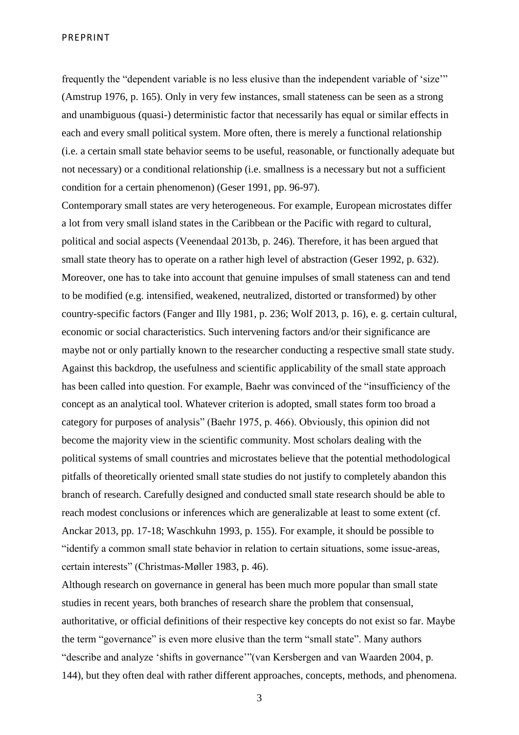frequently the "dependent variable is no less elusive than the independent variable of 'size'" (Amstrup 1976, p. 165). Only in very few instances, small stateness can be seen as a strong and unambiguous (quasi-) deterministic factor that necessarily has equal or similar effects in each and every small political system. More often, there is merely a functional relationship (i.e. a certain small state behavior seems to be useful, reasonable, or functionally adequate but not necessary) or a conditional relationship (i.e. smallness is a necessary but not a sufficient condition for a certain phenomenon) (Geser 1991, pp. 96-97).

Contemporary small states are very heterogeneous. For example, European microstates differ a lot from very small island states in the Caribbean or the Pacific with regard to cultural, political and social aspects (Veenendaal 2013b, p. 246). Therefore, it has been argued that small state theory has to operate on a rather high level of abstraction (Geser 1992, p. 632). Moreover, one has to take into account that genuine impulses of small stateness can and tend to be modified (e.g. intensified, weakened, neutralized, distorted or transformed) by other country-specific factors (Fanger and Illy 1981, p. 236; Wolf 2013, p. 16), e. g. certain cultural, economic or social characteristics. Such intervening factors and/or their significance are maybe not or only partially known to the researcher conducting a respective small state study. Against this backdrop, the usefulness and scientific applicability of the small state approach has been called into question. For example, Baehr was convinced of the "insufficiency of the concept as an analytical tool. Whatever criterion is adopted, small states form too broad a category for purposes of analysis" (Baehr 1975, p. 466). Obviously, this opinion did not become the majority view in the scientific community. Most scholars dealing with the political systems of small countries and microstates believe that the potential methodological pitfalls of theoretically oriented small state studies do not justify to completely abandon this branch of research. Carefully designed and conducted small state research should be able to reach modest conclusions or inferences which are generalizable at least to some extent (cf. Anckar 2013, pp. 17-18; Waschkuhn 1993, p. 155). For example, it should be possible to "identify a common small state behavior in relation to certain situations, some issue-areas, certain interests" (Christmas-Møller 1983, p. 46).

Although research on governance in general has been much more popular than small state studies in recent years, both branches of research share the problem that consensual, authoritative, or official definitions of their respective key concepts do not exist so far. Maybe the term "governance" is even more elusive than the term "small state". Many authors "describe and analyze 'shifts in governance'"(van Kersbergen and van Waarden 2004, p. 144), but they often deal with rather different approaches, concepts, methods, and phenomena.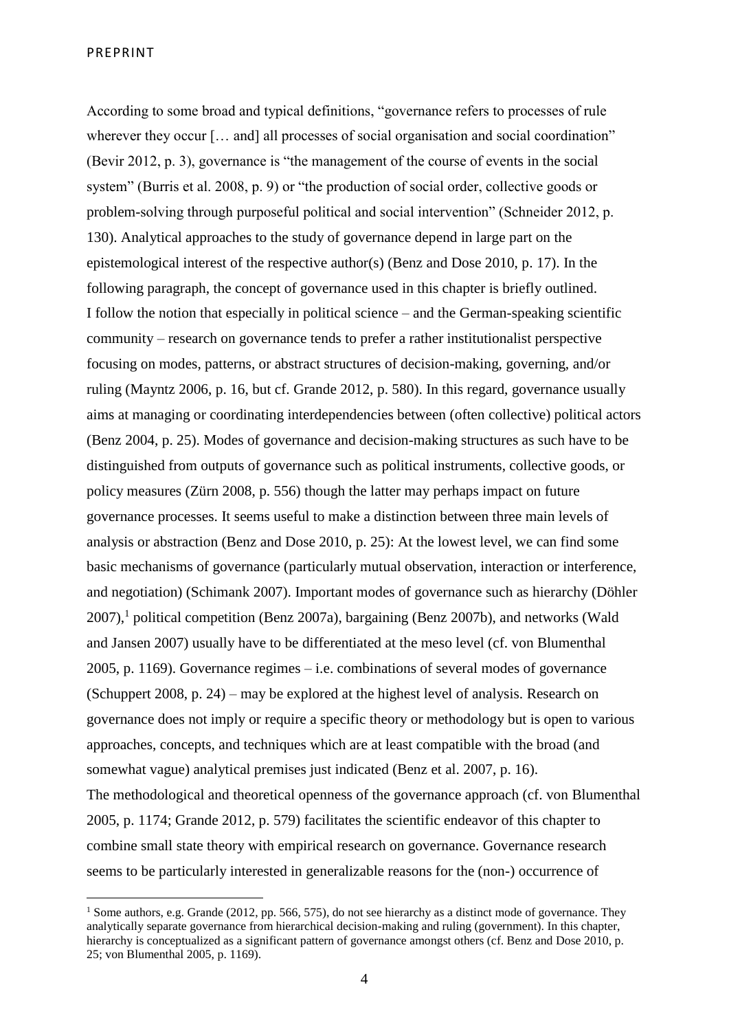According to some broad and typical definitions, "governance refers to processes of rule wherever they occur [… and] all processes of social organisation and social coordination" (Bevir 2012, p. 3), governance is "the management of the course of events in the social system" (Burris et al. 2008, p. 9) or "the production of social order, collective goods or problem-solving through purposeful political and social intervention" (Schneider 2012, p. 130). Analytical approaches to the study of governance depend in large part on the epistemological interest of the respective author(s) (Benz and Dose 2010, p. 17). In the following paragraph, the concept of governance used in this chapter is briefly outlined.

I follow the notion that especially in political science – and the German-speaking scientific community – research on governance tends to prefer a rather institutionalist perspective focusing on modes, patterns, or abstract structures of decision-making, governing, and/or ruling (Mayntz 2006, p. 16, but cf. Grande 2012, p. 580). In this regard, governance usually aims at managing or coordinating interdependencies between (often collective) political actors (Benz 2004, p. 25). Modes of governance and decision-making structures as such have to be distinguished from outputs of governance such as political instruments, collective goods, or policy measures (Zürn 2008, p. 556) though the latter may perhaps impact on future governance processes. It seems useful to make a distinction between three main levels of analysis or abstraction (Benz and Dose 2010, p. 25): At the lowest level, we can find some basic mechanisms of governance (particularly mutual observation, interaction or interference, and negotiation) (Schimank 2007). Important modes of governance such as hierarchy (Döhler 2007),[1] political competition (Benz 2007a), bargaining (Benz 2007b), and networks (Wald and Jansen 2007) usually have to be differentiated at the meso level (cf. von Blumenthal 2005, p. 1169). Governance regimes – i.e. combinations of several modes of governance (Schuppert 2008, p. 24) – may be explored at the highest level of analysis. Research on governance does not imply or require a specific theory or methodology but is open to various approaches, concepts, and techniques which are at least compatible with the broad (and somewhat vague) analytical premises just indicated (Benz et al. 2007, p. 16).

The methodological and theoretical openness of the governance approach (cf. von Blumenthal 2005, p. 1174; Grande 2012, p. 579) facilitates the scientific endeavor of this chapter to combine small state theory with empirical research on governance. Governance research seems to be particularly interested in generalizable reasons for the (non-) occurrence of

[1] Some authors, e.g. Grande (2012, pp. 566, 575), do not see hierarchy as a distinct mode of governance. They analytically separate governance from hierarchical decision-making and ruling (government). In this chapter, hierarchy is conceptualized as a significant pattern of governance amongst others (cf. Benz and Dose 2010, p. 25; von Blumenthal 2005, p. 1169).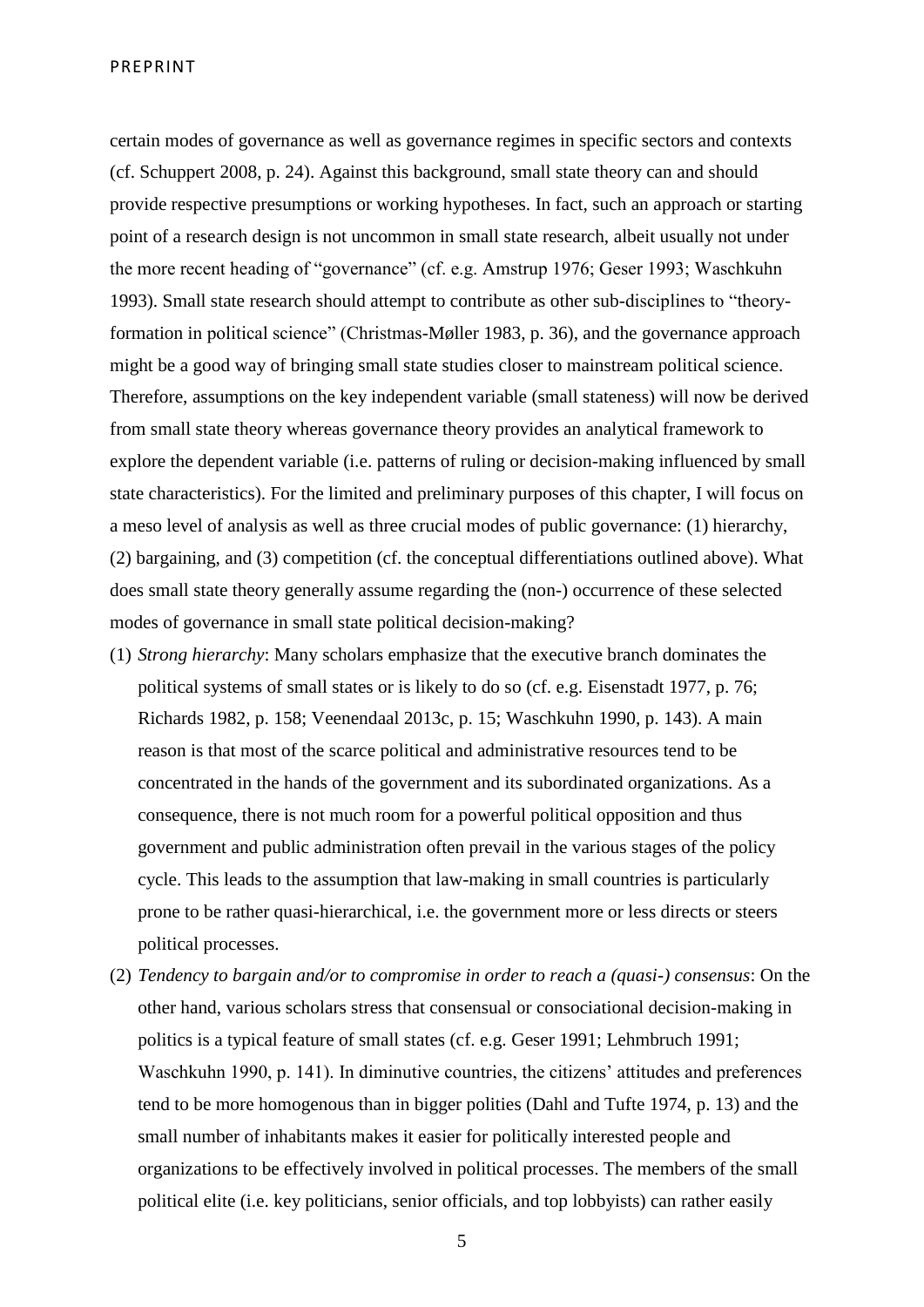certain modes of governance as well as governance regimes in specific sectors and contexts (cf. Schuppert 2008, p. 24). Against this background, small state theory can and should provide respective presumptions or working hypotheses. In fact, such an approach or starting point of a research design is not uncommon in small state research, albeit usually not under the more recent heading of "governance" (cf. e.g. Amstrup 1976; Geser 1993; Waschkuhn 1993). Small state research should attempt to contribute as other sub-disciplines to "theory-formation in political science" (Christmas-Møller 1983, p. 36), and the governance approach might be a good way of bringing small state studies closer to mainstream political science. Therefore, assumptions on the key independent variable (small stateness) will now be derived from small state theory whereas governance theory provides an analytical framework to explore the dependent variable (i.e. patterns of ruling or decision-making influenced by small state characteristics). For the limited and preliminary purposes of this chapter, I will focus on a meso level of analysis as well as three crucial modes of public governance: (1) hierarchy, (2) bargaining, and (3) competition (cf. the conceptual differentiations outlined above). What does small state theory generally assume regarding the (non-) occurrence of these selected modes of governance in small state political decision-making?

(1) *Strong hierarchy*: Many scholars emphasize that the executive branch dominates the political systems of small states or is likely to do so (cf. e.g. Eisenstadt 1977, p. 76; Richards 1982, p. 158; Veenendaal 2013c, p. 15; Waschkuhn 1990, p. 143). A main reason is that most of the scarce political and administrative resources tend to be concentrated in the hands of the government and its subordinated organizations. As a consequence, there is not much room for a powerful political opposition and thus government and public administration often prevail in the various stages of the policy cycle. This leads to the assumption that law-making in small countries is particularly prone to be rather quasi-hierarchical, i.e. the government more or less directs or steers political processes.

(2) *Tendency to bargain and/or to compromise in order to reach a (quasi-) consensus*: On the other hand, various scholars stress that consensual or consociational decision-making in politics is a typical feature of small states (cf. e.g. Geser 1991; Lehmbruch 1991; Waschkuhn 1990, p. 141). In diminutive countries, the citizens' attitudes and preferences tend to be more homogenous than in bigger polities (Dahl and Tufte 1974, p. 13) and the small number of inhabitants makes it easier for politically interested people and organizations to be effectively involved in political processes. The members of the small political elite (i.e. key politicians, senior officials, and top lobbyists) can rather easily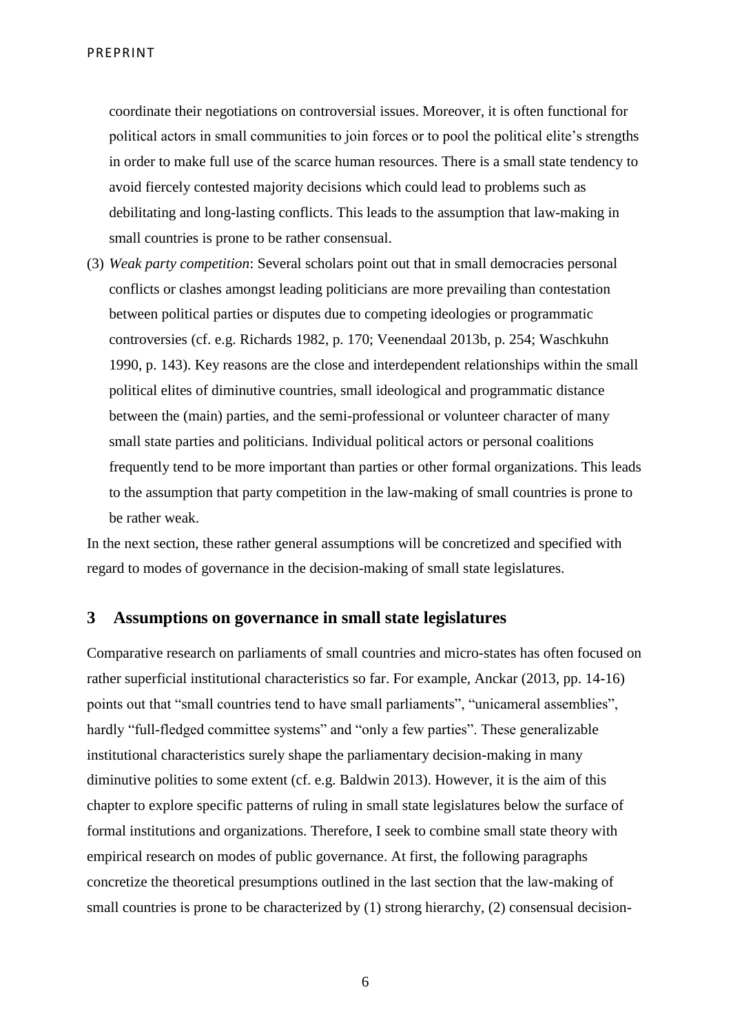coordinate their negotiations on controversial issues. Moreover, it is often functional for political actors in small communities to join forces or to pool the political elite's strengths in order to make full use of the scarce human resources. There is a small state tendency to avoid fiercely contested majority decisions which could lead to problems such as debilitating and long-lasting conflicts. This leads to the assumption that law-making in small countries is prone to be rather consensual.

(3) *Weak party competition*: Several scholars point out that in small democracies personal conflicts or clashes amongst leading politicians are more prevailing than contestation between political parties or disputes due to competing ideologies or programmatic controversies (cf. e.g. Richards 1982, p. 170; Veenendaal 2013b, p. 254; Waschkuhn 1990, p. 143). Key reasons are the close and interdependent relationships within the small political elites of diminutive countries, small ideological and programmatic distance between the (main) parties, and the semi-professional or volunteer character of many small state parties and politicians. Individual political actors or personal coalitions frequently tend to be more important than parties or other formal organizations. This leads to the assumption that party competition in the law-making of small countries is prone to be rather weak.

In the next section, these rather general assumptions will be concretized and specified with regard to modes of governance in the decision-making of small state legislatures.

## 3 Assumptions on governance in small state legislatures

Comparative research on parliaments of small countries and micro-states has often focused on rather superficial institutional characteristics so far. For example, Anckar (2013, pp. 14-16) points out that "small countries tend to have small parliaments", "unicameral assemblies", hardly "full-fledged committee systems" and "only a few parties". These generalizable institutional characteristics surely shape the parliamentary decision-making in many diminutive polities to some extent (cf. e.g. Baldwin 2013). However, it is the aim of this chapter to explore specific patterns of ruling in small state legislatures below the surface of formal institutions and organizations. Therefore, I seek to combine small state theory with empirical research on modes of public governance. At first, the following paragraphs concretize the theoretical presumptions outlined in the last section that the law-making of small countries is prone to be characterized by (1) strong hierarchy, (2) consensual decision-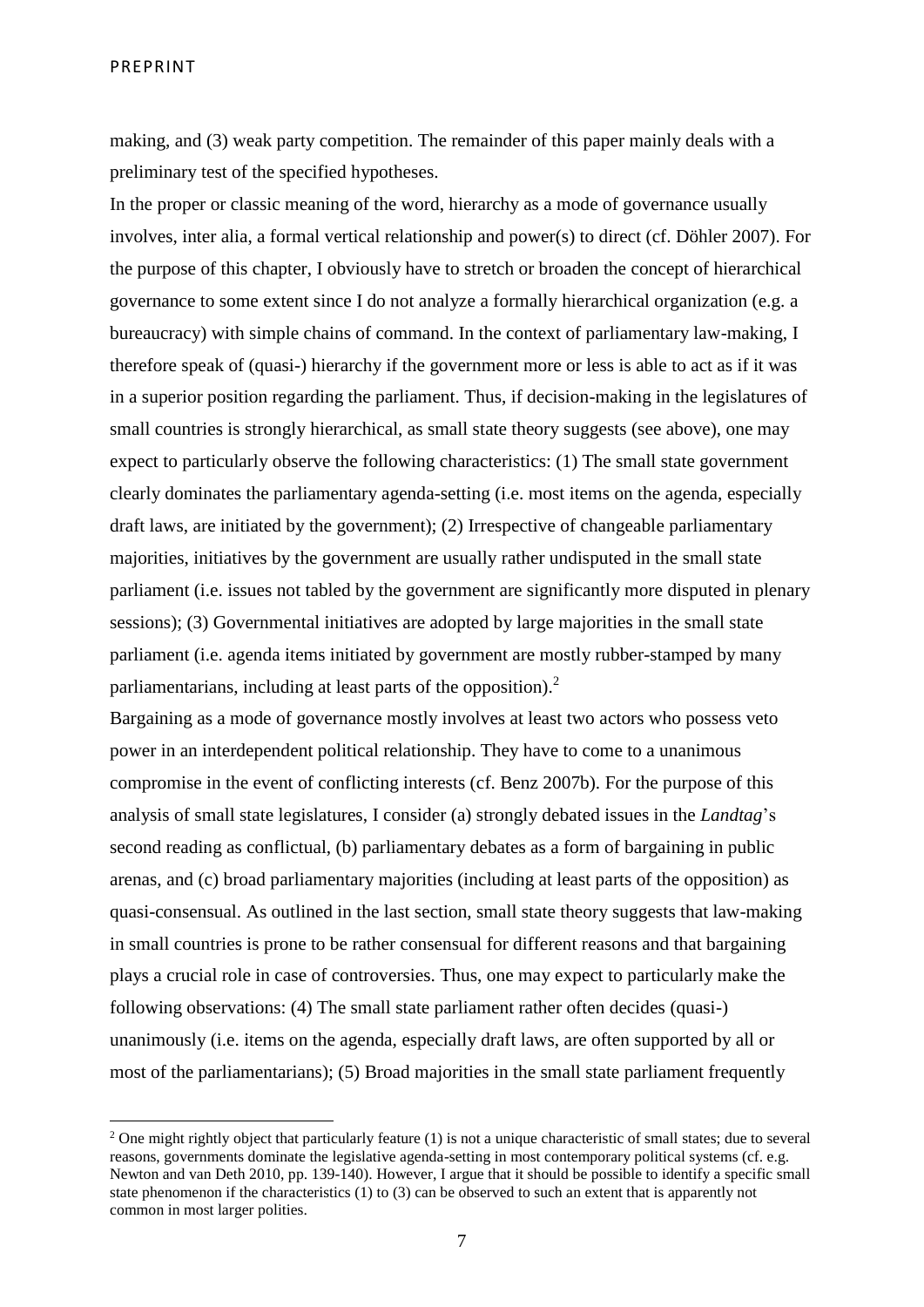making, and (3) weak party competition. The remainder of this paper mainly deals with a preliminary test of the specified hypotheses.

In the proper or classic meaning of the word, hierarchy as a mode of governance usually involves, inter alia, a formal vertical relationship and power(s) to direct (cf. Döhler 2007). For the purpose of this chapter, I obviously have to stretch or broaden the concept of hierarchical governance to some extent since I do not analyze a formally hierarchical organization (e.g. a bureaucracy) with simple chains of command. In the context of parliamentary law-making, I therefore speak of (quasi-) hierarchy if the government more or less is able to act as if it was in a superior position regarding the parliament. Thus, if decision-making in the legislatures of small countries is strongly hierarchical, as small state theory suggests (see above), one may expect to particularly observe the following characteristics: (1) The small state government clearly dominates the parliamentary agenda-setting (i.e. most items on the agenda, especially draft laws, are initiated by the government); (2) Irrespective of changeable parliamentary majorities, initiatives by the government are usually rather undisputed in the small state parliament (i.e. issues not tabled by the government are significantly more disputed in plenary sessions); (3) Governmental initiatives are adopted by large majorities in the small state parliament (i.e. agenda items initiated by government are mostly rubber-stamped by many parliamentarians, including at least parts of the opposition).[2]

Bargaining as a mode of governance mostly involves at least two actors who possess veto power in an interdependent political relationship. They have to come to a unanimous compromise in the event of conflicting interests (cf. Benz 2007b). For the purpose of this analysis of small state legislatures, I consider (a) strongly debated issues in the *Landtag*'s second reading as conflictual, (b) parliamentary debates as a form of bargaining in public arenas, and (c) broad parliamentary majorities (including at least parts of the opposition) as quasi-consensual. As outlined in the last section, small state theory suggests that law-making in small countries is prone to be rather consensual for different reasons and that bargaining plays a crucial role in case of controversies. Thus, one may expect to particularly make the following observations: (4) The small state parliament rather often decides (quasi-) unanimously (i.e. items on the agenda, especially draft laws, are often supported by all or most of the parliamentarians); (5) Broad majorities in the small state parliament frequently

[2] One might rightly object that particularly feature (1) is not a unique characteristic of small states; due to several reasons, governments dominate the legislative agenda-setting in most contemporary political systems (cf. e.g. Newton and van Deth 2010, pp. 139-140). However, I argue that it should be possible to identify a specific small state phenomenon if the characteristics (1) to (3) can be observed to such an extent that is apparently not common in most larger polities.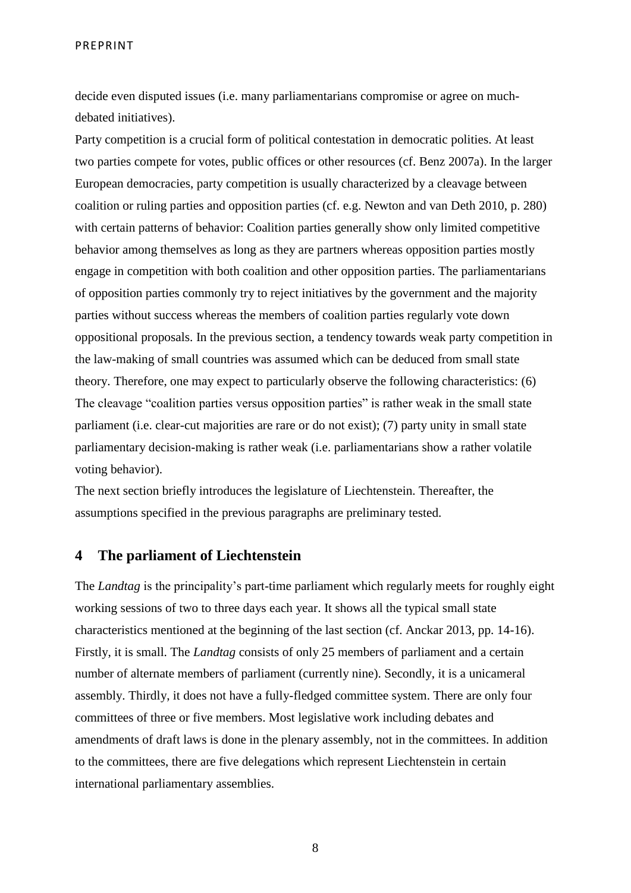decide even disputed issues (i.e. many parliamentarians compromise or agree on much-debated initiatives).

Party competition is a crucial form of political contestation in democratic polities. At least two parties compete for votes, public offices or other resources (cf. Benz 2007a). In the larger European democracies, party competition is usually characterized by a cleavage between coalition or ruling parties and opposition parties (cf. e.g. Newton and van Deth 2010, p. 280) with certain patterns of behavior: Coalition parties generally show only limited competitive behavior among themselves as long as they are partners whereas opposition parties mostly engage in competition with both coalition and other opposition parties. The parliamentarians of opposition parties commonly try to reject initiatives by the government and the majority parties without success whereas the members of coalition parties regularly vote down oppositional proposals. In the previous section, a tendency towards weak party competition in the law-making of small countries was assumed which can be deduced from small state theory. Therefore, one may expect to particularly observe the following characteristics: (6) The cleavage "coalition parties versus opposition parties" is rather weak in the small state parliament (i.e. clear-cut majorities are rare or do not exist); (7) party unity in small state parliamentary decision-making is rather weak (i.e. parliamentarians show a rather volatile voting behavior).

The next section briefly introduces the legislature of Liechtenstein. Thereafter, the assumptions specified in the previous paragraphs are preliminary tested.

## 4 The parliament of Liechtenstein

The *Landtag* is the principality's part-time parliament which regularly meets for roughly eight working sessions of two to three days each year. It shows all the typical small state characteristics mentioned at the beginning of the last section (cf. Anckar 2013, pp. 14-16). Firstly, it is small. The *Landtag* consists of only 25 members of parliament and a certain number of alternate members of parliament (currently nine). Secondly, it is a unicameral assembly. Thirdly, it does not have a fully-fledged committee system. There are only four committees of three or five members. Most legislative work including debates and amendments of draft laws is done in the plenary assembly, not in the committees. In addition to the committees, there are five delegations which represent Liechtenstein in certain international parliamentary assemblies.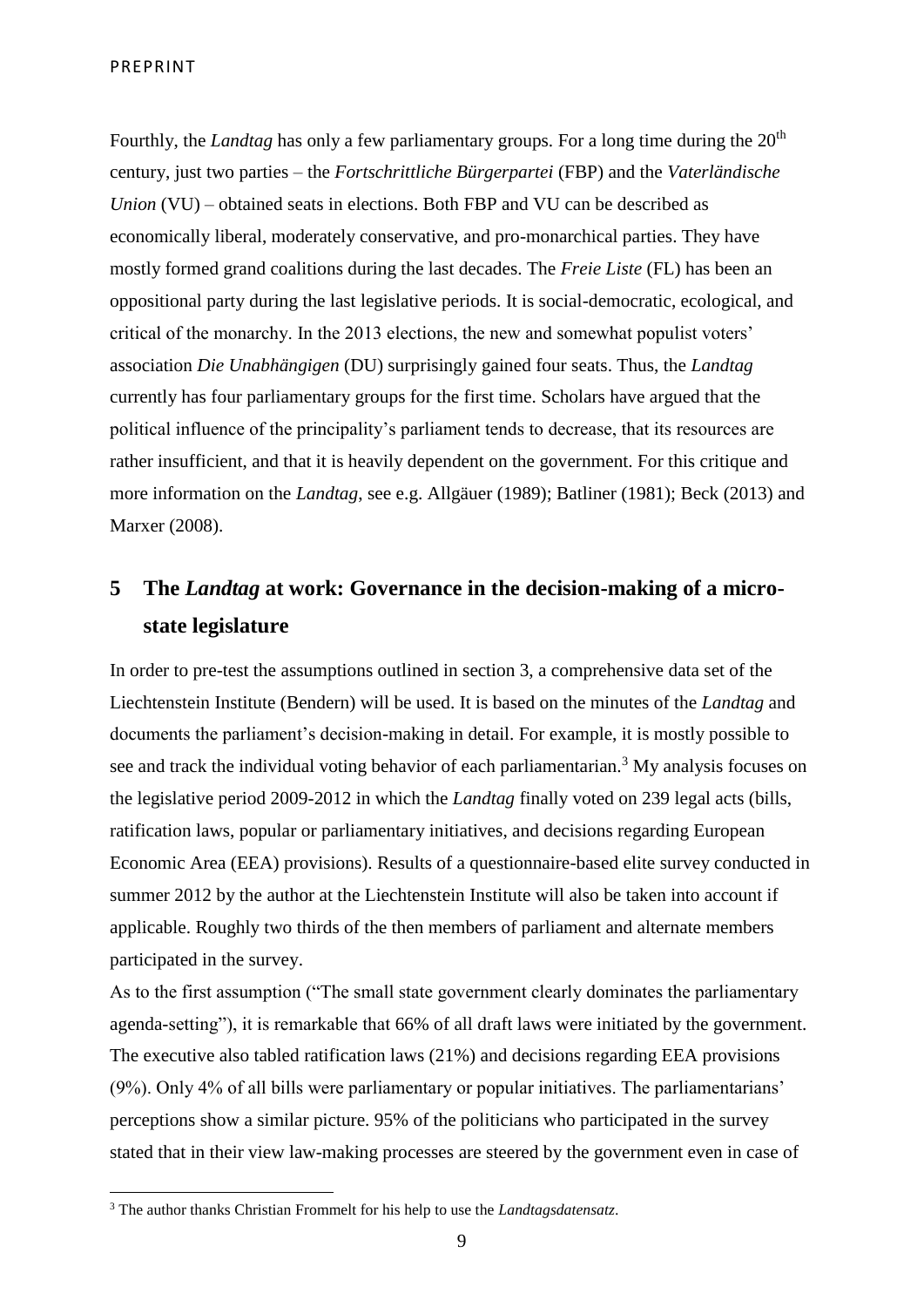Fourthly, the *Landtag* has only a few parliamentary groups. For a long time during the 20th century, just two parties – the *Fortschrittliche Bürgerpartei* (FBP) and the *Vaterländische Union* (VU) – obtained seats in elections. Both FBP and VU can be described as economically liberal, moderately conservative, and pro-monarchical parties. They have mostly formed grand coalitions during the last decades. The *Freie Liste* (FL) has been an oppositional party during the last legislative periods. It is social-democratic, ecological, and critical of the monarchy. In the 2013 elections, the new and somewhat populist voters' association *Die Unabhängigen* (DU) surprisingly gained four seats. Thus, the *Landtag* currently has four parliamentary groups for the first time. Scholars have argued that the political influence of the principality's parliament tends to decrease, that its resources are rather insufficient, and that it is heavily dependent on the government. For this critique and more information on the *Landtag*, see e.g. Allgäuer (1989); Batliner (1981); Beck (2013) and Marxer (2008).

## 5 The *Landtag* at work: Governance in the decision-making of a micro-state legislature

In order to pre-test the assumptions outlined in section 3, a comprehensive data set of the Liechtenstein Institute (Bendern) will be used. It is based on the minutes of the *Landtag* and documents the parliament's decision-making in detail. For example, it is mostly possible to see and track the individual voting behavior of each parliamentarian.[3] My analysis focuses on the legislative period 2009-2012 in which the *Landtag* finally voted on 239 legal acts (bills, ratification laws, popular or parliamentary initiatives, and decisions regarding European Economic Area (EEA) provisions). Results of a questionnaire-based elite survey conducted in summer 2012 by the author at the Liechtenstein Institute will also be taken into account if applicable. Roughly two thirds of the then members of parliament and alternate members participated in the survey.

As to the first assumption ("The small state government clearly dominates the parliamentary agenda-setting"), it is remarkable that 66% of all draft laws were initiated by the government. The executive also tabled ratification laws (21%) and decisions regarding EEA provisions (9%). Only 4% of all bills were parliamentary or popular initiatives. The parliamentarians' perceptions show a similar picture. 95% of the politicians who participated in the survey stated that in their view law-making processes are steered by the government even in case of

[3] The author thanks Christian Frommelt for his help to use the *Landtagsdatensatz*.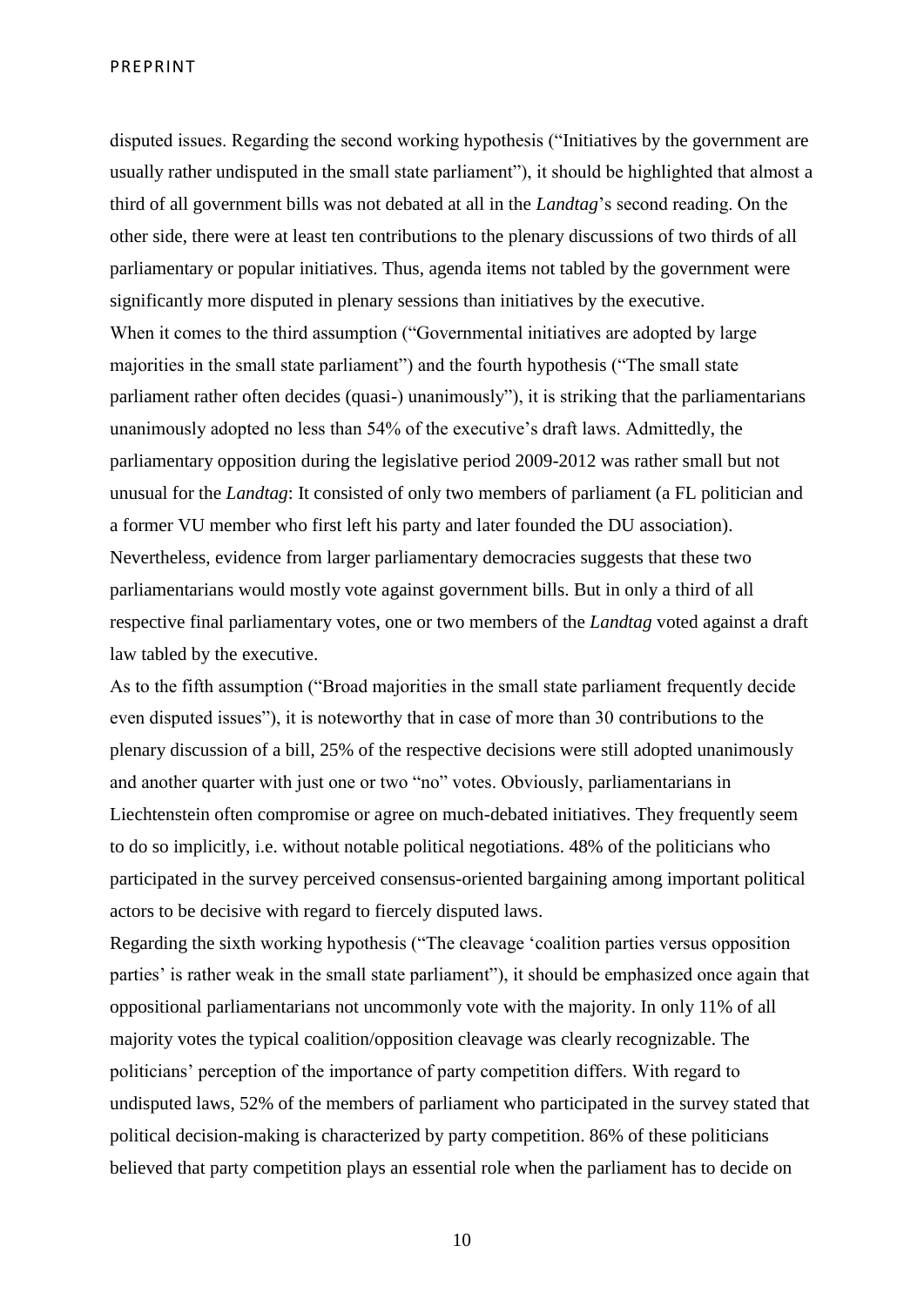disputed issues. Regarding the second working hypothesis ("Initiatives by the government are usually rather undisputed in the small state parliament"), it should be highlighted that almost a third of all government bills was not debated at all in the *Landtag*'s second reading. On the other side, there were at least ten contributions to the plenary discussions of two thirds of all parliamentary or popular initiatives. Thus, agenda items not tabled by the government were significantly more disputed in plenary sessions than initiatives by the executive.

When it comes to the third assumption ("Governmental initiatives are adopted by large majorities in the small state parliament") and the fourth hypothesis ("The small state parliament rather often decides (quasi-) unanimously"), it is striking that the parliamentarians unanimously adopted no less than 54% of the executive's draft laws. Admittedly, the parliamentary opposition during the legislative period 2009-2012 was rather small but not unusual for the *Landtag*: It consisted of only two members of parliament (a FL politician and a former VU member who first left his party and later founded the DU association). Nevertheless, evidence from larger parliamentary democracies suggests that these two parliamentarians would mostly vote against government bills. But in only a third of all respective final parliamentary votes, one or two members of the *Landtag* voted against a draft law tabled by the executive.

As to the fifth assumption ("Broad majorities in the small state parliament frequently decide even disputed issues"), it is noteworthy that in case of more than 30 contributions to the plenary discussion of a bill, 25% of the respective decisions were still adopted unanimously and another quarter with just one or two "no" votes. Obviously, parliamentarians in Liechtenstein often compromise or agree on much-debated initiatives. They frequently seem to do so implicitly, i.e. without notable political negotiations. 48% of the politicians who participated in the survey perceived consensus-oriented bargaining among important political actors to be decisive with regard to fiercely disputed laws.

Regarding the sixth working hypothesis ("The cleavage 'coalition parties versus opposition parties' is rather weak in the small state parliament"), it should be emphasized once again that oppositional parliamentarians not uncommonly vote with the majority. In only 11% of all majority votes the typical coalition/opposition cleavage was clearly recognizable. The politicians' perception of the importance of party competition differs. With regard to undisputed laws, 52% of the members of parliament who participated in the survey stated that political decision-making is characterized by party competition. 86% of these politicians believed that party competition plays an essential role when the parliament has to decide on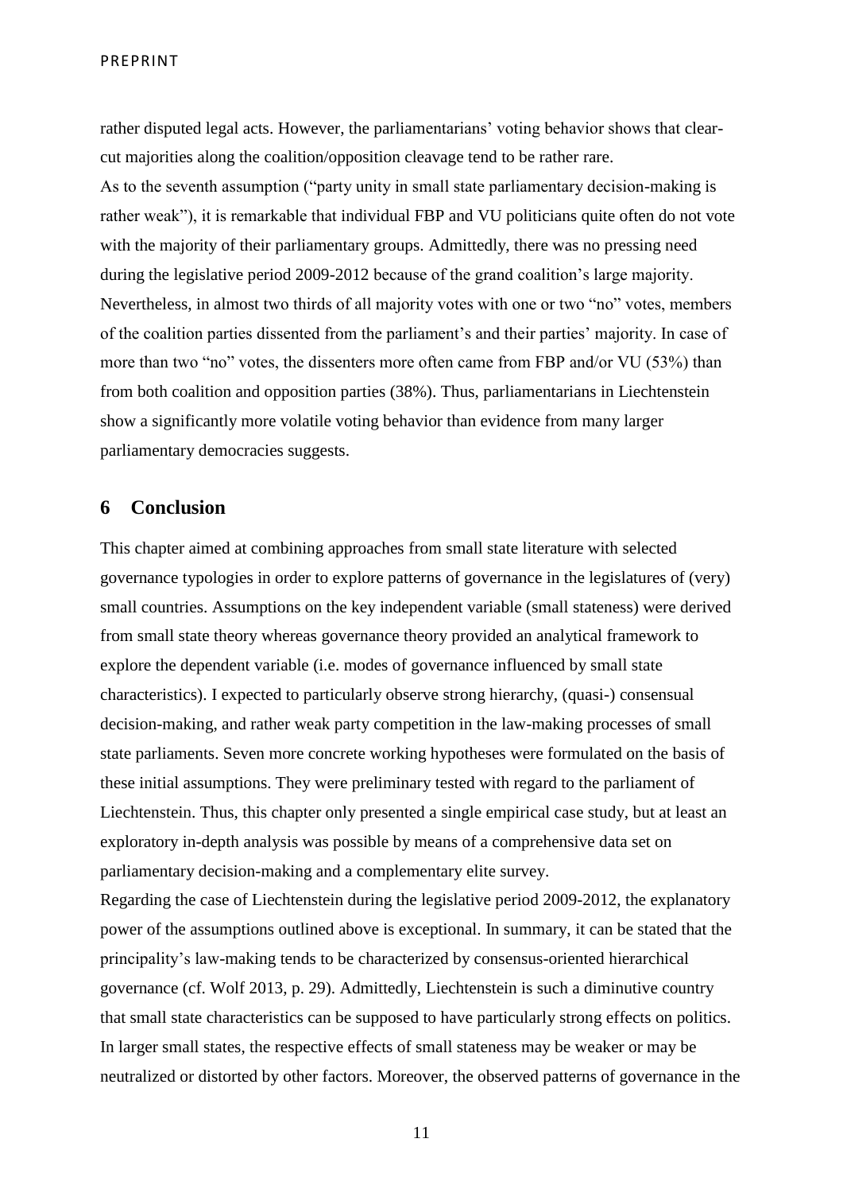rather disputed legal acts. However, the parliamentarians' voting behavior shows that clear-cut majorities along the coalition/opposition cleavage tend to be rather rare.

As to the seventh assumption ("party unity in small state parliamentary decision-making is rather weak"), it is remarkable that individual FBP and VU politicians quite often do not vote with the majority of their parliamentary groups. Admittedly, there was no pressing need during the legislative period 2009-2012 because of the grand coalition's large majority. Nevertheless, in almost two thirds of all majority votes with one or two "no" votes, members of the coalition parties dissented from the parliament's and their parties' majority. In case of more than two "no" votes, the dissenters more often came from FBP and/or VU (53%) than from both coalition and opposition parties (38%). Thus, parliamentarians in Liechtenstein show a significantly more volatile voting behavior than evidence from many larger parliamentary democracies suggests.

## 6 Conclusion

This chapter aimed at combining approaches from small state literature with selected governance typologies in order to explore patterns of governance in the legislatures of (very) small countries. Assumptions on the key independent variable (small stateness) were derived from small state theory whereas governance theory provided an analytical framework to explore the dependent variable (i.e. modes of governance influenced by small state characteristics). I expected to particularly observe strong hierarchy, (quasi-) consensual decision-making, and rather weak party competition in the law-making processes of small state parliaments. Seven more concrete working hypotheses were formulated on the basis of these initial assumptions. They were preliminary tested with regard to the parliament of Liechtenstein. Thus, this chapter only presented a single empirical case study, but at least an exploratory in-depth analysis was possible by means of a comprehensive data set on parliamentary decision-making and a complementary elite survey.

Regarding the case of Liechtenstein during the legislative period 2009-2012, the explanatory power of the assumptions outlined above is exceptional. In summary, it can be stated that the principality's law-making tends to be characterized by consensus-oriented hierarchical governance (cf. Wolf 2013, p. 29). Admittedly, Liechtenstein is such a diminutive country that small state characteristics can be supposed to have particularly strong effects on politics. In larger small states, the respective effects of small stateness may be weaker or may be neutralized or distorted by other factors. Moreover, the observed patterns of governance in the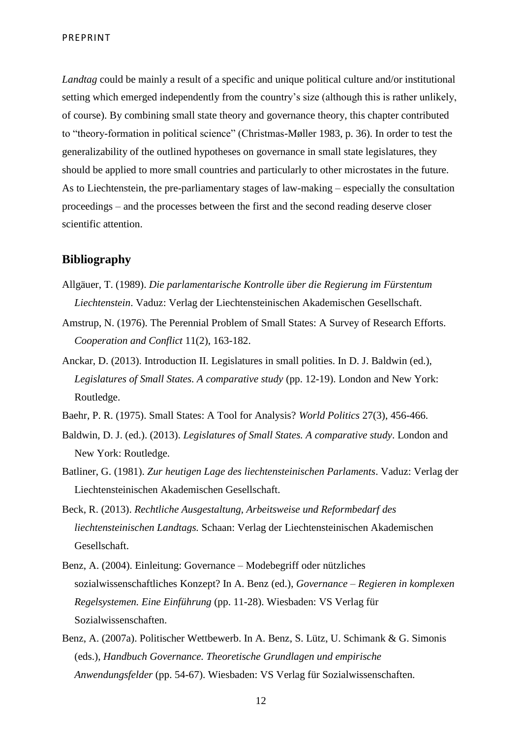*Landtag* could be mainly a result of a specific and unique political culture and/or institutional setting which emerged independently from the country's size (although this is rather unlikely, of course). By combining small state theory and governance theory, this chapter contributed to "theory-formation in political science" (Christmas-Møller 1983, p. 36). In order to test the generalizability of the outlined hypotheses on governance in small state legislatures, they should be applied to more small countries and particularly to other microstates in the future. As to Liechtenstein, the pre-parliamentary stages of law-making – especially the consultation proceedings – and the processes between the first and the second reading deserve closer scientific attention.

## Bibliography

Allgäuer, T. (1989). *Die parlamentarische Kontrolle über die Regierung im Fürstentum Liechtenstein*. Vaduz: Verlag der Liechtensteinischen Akademischen Gesellschaft.

Amstrup, N. (1976). The Perennial Problem of Small States: A Survey of Research Efforts. *Cooperation and Conflict* 11(2), 163-182.

Anckar, D. (2013). Introduction II. Legislatures in small polities. In D. J. Baldwin (ed.), *Legislatures of Small States. A comparative study* (pp. 12-19). London and New York: Routledge.

Baehr, P. R. (1975). Small States: A Tool for Analysis? *World Politics* 27(3), 456-466.

Baldwin, D. J. (ed.). (2013). *Legislatures of Small States. A comparative study*. London and New York: Routledge.

Batliner, G. (1981). *Zur heutigen Lage des liechtensteinischen Parlaments*. Vaduz: Verlag der Liechtensteinischen Akademischen Gesellschaft.

Beck, R. (2013). *Rechtliche Ausgestaltung, Arbeitsweise und Reformbedarf des liechtensteinischen Landtags.* Schaan: Verlag der Liechtensteinischen Akademischen Gesellschaft.

Benz, A. (2004). Einleitung: Governance – Modebegriff oder nützliches sozialwissenschaftliches Konzept? In A. Benz (ed.), *Governance – Regieren in komplexen Regelsystemen. Eine Einführung* (pp. 11-28). Wiesbaden: VS Verlag für Sozialwissenschaften.

Benz, A. (2007a). Politischer Wettbewerb. In A. Benz, S. Lütz, U. Schimank & G. Simonis (eds.), *Handbuch Governance. Theoretische Grundlagen und empirische Anwendungsfelder* (pp. 54-67). Wiesbaden: VS Verlag für Sozialwissenschaften.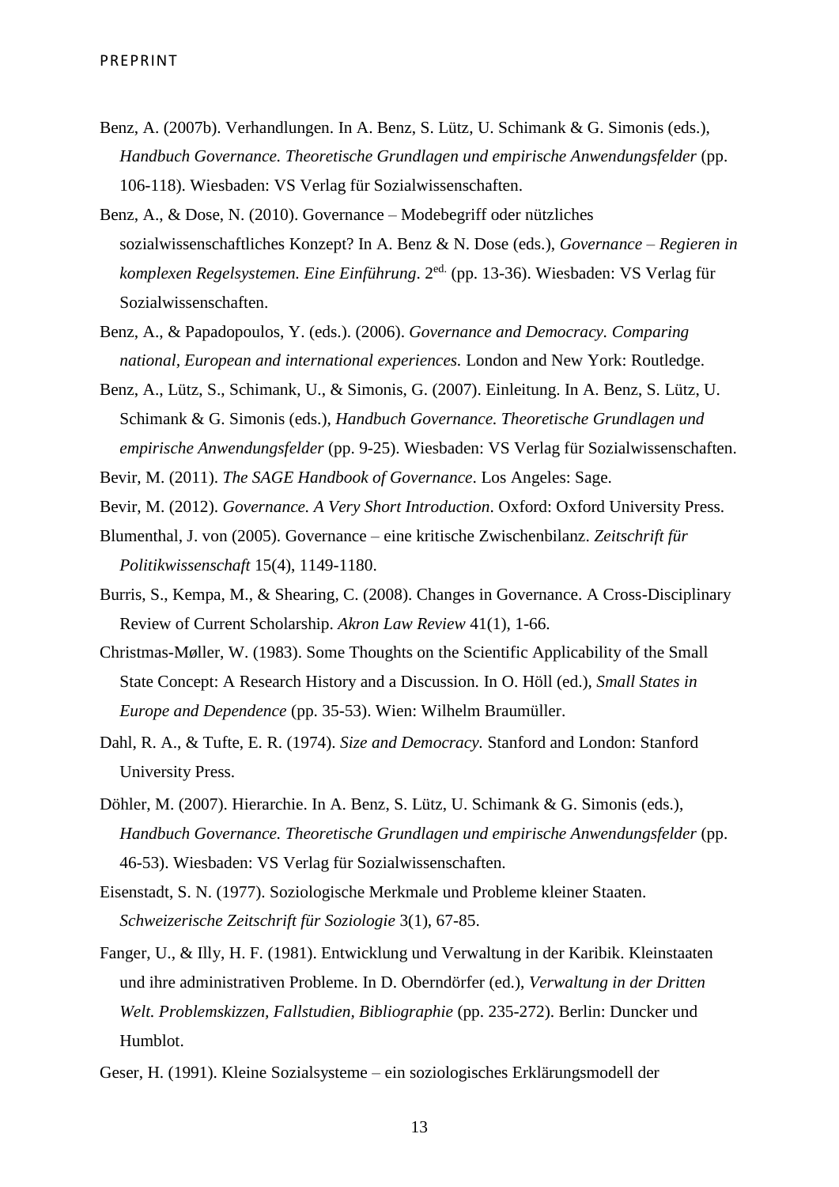Benz, A. (2007b). Verhandlungen. In A. Benz, S. Lütz, U. Schimank & G. Simonis (eds.), *Handbuch Governance. Theoretische Grundlagen und empirische Anwendungsfelder* (pp. 106-118). Wiesbaden: VS Verlag für Sozialwissenschaften.

Benz, A., & Dose, N. (2010). Governance – Modebegriff oder nützliches sozialwissenschaftliches Konzept? In A. Benz & N. Dose (eds.), *Governance – Regieren in komplexen Regelsystemen. Eine Einführung*. 2[ed.] (pp. 13-36). Wiesbaden: VS Verlag für Sozialwissenschaften.

Benz, A., & Papadopoulos, Y. (eds.). (2006). *Governance and Democracy. Comparing national, European and international experiences.* London and New York: Routledge.

Benz, A., Lütz, S., Schimank, U., & Simonis, G. (2007). Einleitung. In A. Benz, S. Lütz, U. Schimank & G. Simonis (eds.), *Handbuch Governance. Theoretische Grundlagen und empirische Anwendungsfelder* (pp. 9-25). Wiesbaden: VS Verlag für Sozialwissenschaften.

Bevir, M. (2011). *The SAGE Handbook of Governance*. Los Angeles: Sage.

Bevir, M. (2012). *Governance. A Very Short Introduction*. Oxford: Oxford University Press.

Blumenthal, J. von (2005). Governance – eine kritische Zwischenbilanz. *Zeitschrift für Politikwissenschaft* 15(4), 1149-1180.

Burris, S., Kempa, M., & Shearing, C. (2008). Changes in Governance. A Cross-Disciplinary Review of Current Scholarship. *Akron Law Review* 41(1), 1-66.

Christmas-Møller, W. (1983). Some Thoughts on the Scientific Applicability of the Small State Concept: A Research History and a Discussion. In O. Höll (ed.), *Small States in Europe and Dependence* (pp. 35-53). Wien: Wilhelm Braumüller.

Dahl, R. A., & Tufte, E. R. (1974). *Size and Democracy.* Stanford and London: Stanford University Press.

Döhler, M. (2007). Hierarchie. In A. Benz, S. Lütz, U. Schimank & G. Simonis (eds.), *Handbuch Governance. Theoretische Grundlagen und empirische Anwendungsfelder* (pp. 46-53). Wiesbaden: VS Verlag für Sozialwissenschaften.

Eisenstadt, S. N. (1977). Soziologische Merkmale und Probleme kleiner Staaten. *Schweizerische Zeitschrift für Soziologie* 3(1), 67-85.

Fanger, U., & Illy, H. F. (1981). Entwicklung und Verwaltung in der Karibik. Kleinstaaten und ihre administrativen Probleme. In D. Oberndörfer (ed.), *Verwaltung in der Dritten Welt. Problemskizzen, Fallstudien, Bibliographie* (pp. 235-272). Berlin: Duncker und Humblot.

Geser, H. (1991). Kleine Sozialsysteme – ein soziologisches Erklärungsmodell der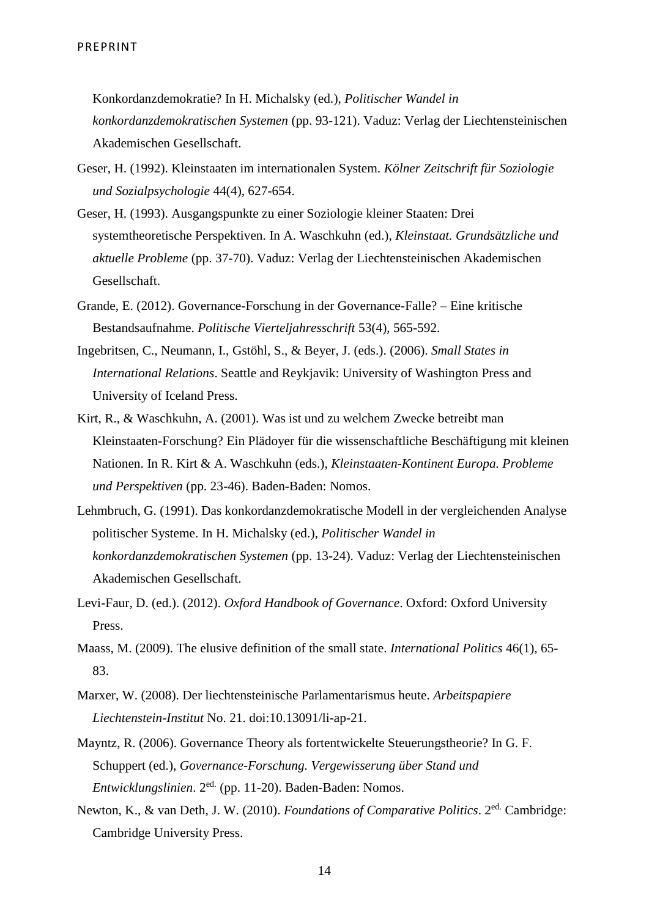Konkordanzdemokratie? In H. Michalsky (ed.), *Politischer Wandel in konkordanzdemokratischen Systemen* (pp. 93-121). Vaduz: Verlag der Liechtensteinischen Akademischen Gesellschaft.

Geser, H. (1992). Kleinstaaten im internationalen System. *Kölner Zeitschrift für Soziologie und Sozialpsychologie* 44(4), 627-654.

Geser, H. (1993). Ausgangspunkte zu einer Soziologie kleiner Staaten: Drei systemtheoretische Perspektiven. In A. Waschkuhn (ed.), *Kleinstaat. Grundsätzliche und aktuelle Probleme* (pp. 37-70). Vaduz: Verlag der Liechtensteinischen Akademischen Gesellschaft.

Grande, E. (2012). Governance-Forschung in der Governance-Falle? – Eine kritische Bestandsaufnahme. *Politische Vierteljahresschrift* 53(4), 565-592.

Ingebritsen, C., Neumann, I., Gstöhl, S., & Beyer, J. (eds.). (2006). *Small States in International Relations*. Seattle and Reykjavik: University of Washington Press and University of Iceland Press.

Kirt, R., & Waschkuhn, A. (2001). Was ist und zu welchem Zwecke betreibt man Kleinstaaten-Forschung? Ein Plädoyer für die wissenschaftliche Beschäftigung mit kleinen Nationen. In R. Kirt & A. Waschkuhn (eds.), *Kleinstaaten-Kontinent Europa. Probleme und Perspektiven* (pp. 23-46). Baden-Baden: Nomos.

Lehmbruch, G. (1991). Das konkordanzdemokratische Modell in der vergleichenden Analyse politischer Systeme. In H. Michalsky (ed.), *Politischer Wandel in konkordanzdemokratischen Systemen* (pp. 13-24). Vaduz: Verlag der Liechtensteinischen Akademischen Gesellschaft.

Levi-Faur, D. (ed.). (2012). *Oxford Handbook of Governance*. Oxford: Oxford University Press.

Maass, M. (2009). The elusive definition of the small state. *International Politics* 46(1), 65-83.

Marxer, W. (2008). Der liechtensteinische Parlamentarismus heute. *Arbeitspapiere Liechtenstein-Institut* No. 21. doi:10.13091/li-ap-21.

Mayntz, R. (2006). Governance Theory als fortentwickelte Steuerungstheorie? In G. F. Schuppert (ed.), *Governance-Forschung. Vergewisserung über Stand und Entwicklungslinien*. 2[ed.] (pp. 11-20). Baden-Baden: Nomos.

Newton, K., & van Deth, J. W. (2010). *Foundations of Comparative Politics*. 2[ed.] Cambridge: Cambridge University Press.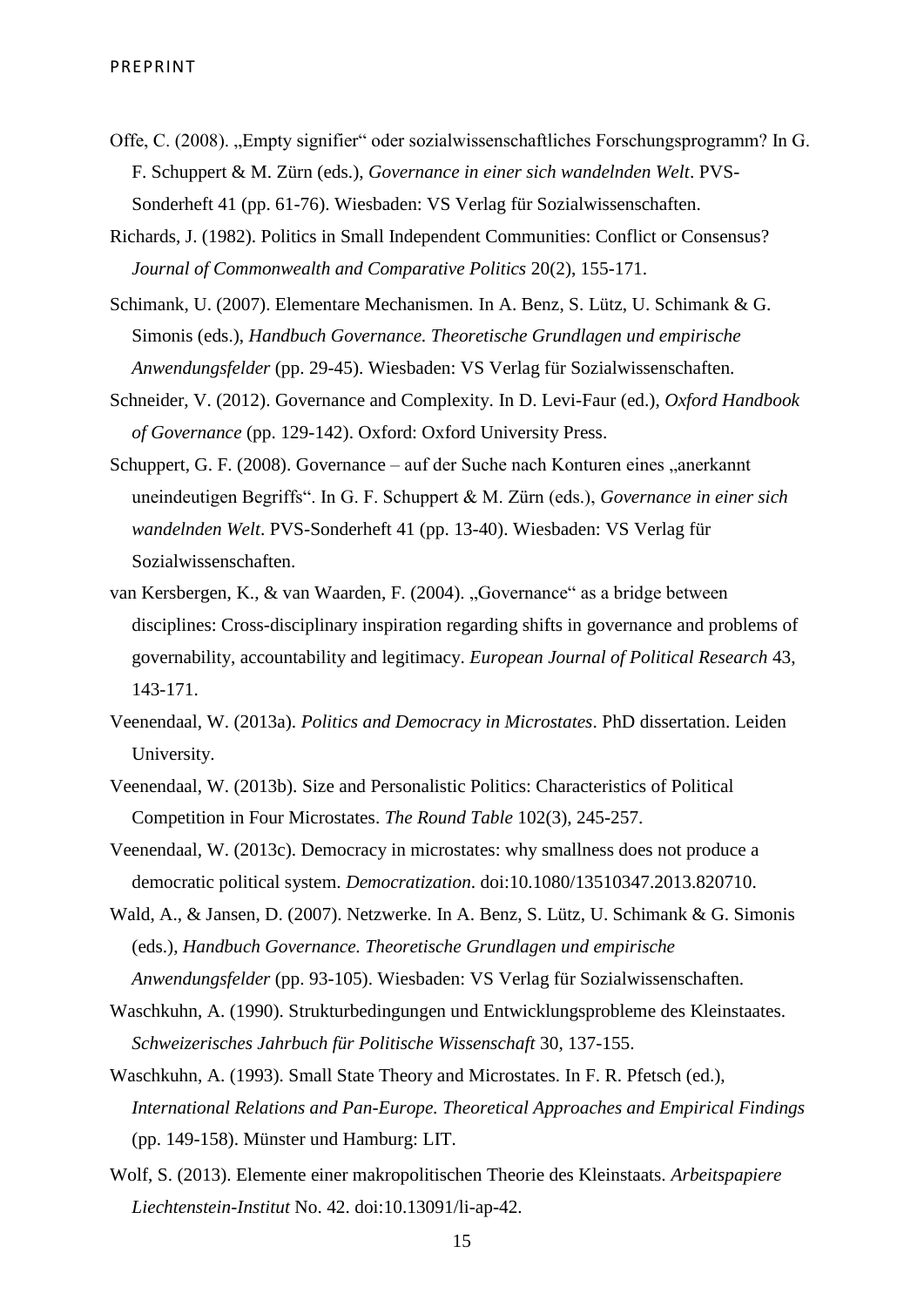Offe, C. (2008). „Empty signifier“ oder sozialwissenschaftliches Forschungsprogramm? In G. F. Schuppert & M. Zürn (eds.), *Governance in einer sich wandelnden Welt*. PVS-Sonderheft 41 (pp. 61-76). Wiesbaden: VS Verlag für Sozialwissenschaften.

Richards, J. (1982). Politics in Small Independent Communities: Conflict or Consensus? *Journal of Commonwealth and Comparative Politics* 20(2), 155-171.

Schimank, U. (2007). Elementare Mechanismen. In A. Benz, S. Lütz, U. Schimank & G. Simonis (eds.), *Handbuch Governance. Theoretische Grundlagen und empirische Anwendungsfelder* (pp. 29-45). Wiesbaden: VS Verlag für Sozialwissenschaften.

Schneider, V. (2012). Governance and Complexity. In D. Levi-Faur (ed.), *Oxford Handbook of Governance* (pp. 129-142). Oxford: Oxford University Press.

Schuppert, G. F. (2008). Governance – auf der Suche nach Konturen eines „anerkannt uneindeutigen Begriffs“. In G. F. Schuppert & M. Zürn (eds.), *Governance in einer sich wandelnden Welt*. PVS-Sonderheft 41 (pp. 13-40). Wiesbaden: VS Verlag für Sozialwissenschaften.

van Kersbergen, K., & van Waarden, F. (2004). „Governance“ as a bridge between disciplines: Cross-disciplinary inspiration regarding shifts in governance and problems of governability, accountability and legitimacy. *European Journal of Political Research* 43, 143-171.

Veenendaal, W. (2013a). *Politics and Democracy in Microstates*. PhD dissertation. Leiden University.

Veenendaal, W. (2013b). Size and Personalistic Politics: Characteristics of Political Competition in Four Microstates. *The Round Table* 102(3), 245-257.

Veenendaal, W. (2013c). Democracy in microstates: why smallness does not produce a democratic political system. *Democratization*. doi:10.1080/13510347.2013.820710.

Wald, A., & Jansen, D. (2007). Netzwerke. In A. Benz, S. Lütz, U. Schimank & G. Simonis (eds.), *Handbuch Governance. Theoretische Grundlagen und empirische Anwendungsfelder* (pp. 93-105). Wiesbaden: VS Verlag für Sozialwissenschaften.

Waschkuhn, A. (1990). Strukturbedingungen und Entwicklungsprobleme des Kleinstaates. *Schweizerisches Jahrbuch für Politische Wissenschaft* 30, 137-155.

Waschkuhn, A. (1993). Small State Theory and Microstates. In F. R. Pfetsch (ed.), *International Relations and Pan-Europe. Theoretical Approaches and Empirical Findings* (pp. 149-158). Münster und Hamburg: LIT.

Wolf, S. (2013). Elemente einer makropolitischen Theorie des Kleinstaats. *Arbeitspapiere Liechtenstein-Institut* No. 42. doi:10.13091/li-ap-42.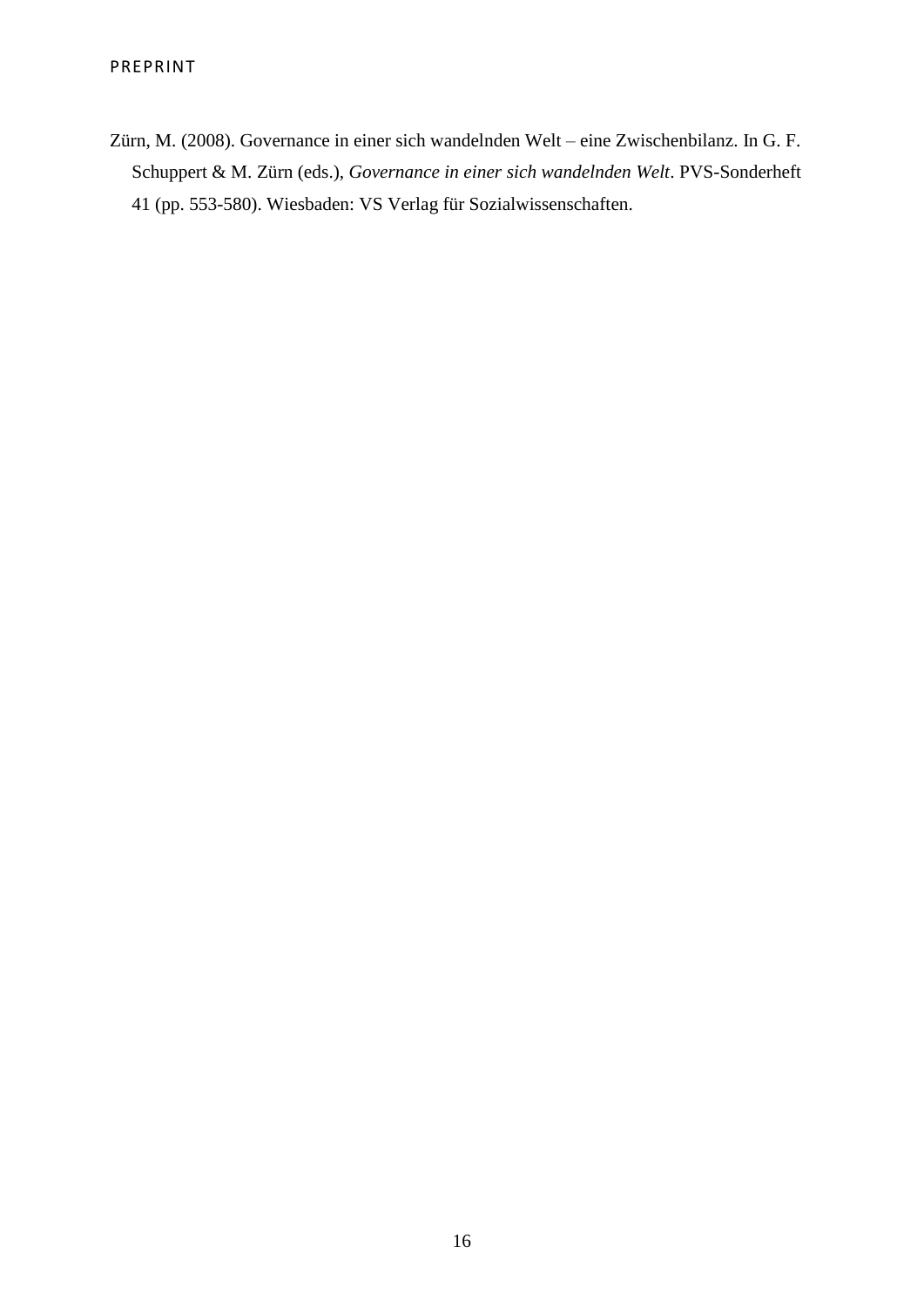Zürn, M. (2008). Governance in einer sich wandelnden Welt – eine Zwischenbilanz. In G. F. Schuppert & M. Zürn (eds.), *Governance in einer sich wandelnden Welt*. PVS-Sonderheft 41 (pp. 553-580). Wiesbaden: VS Verlag für Sozialwissenschaften.